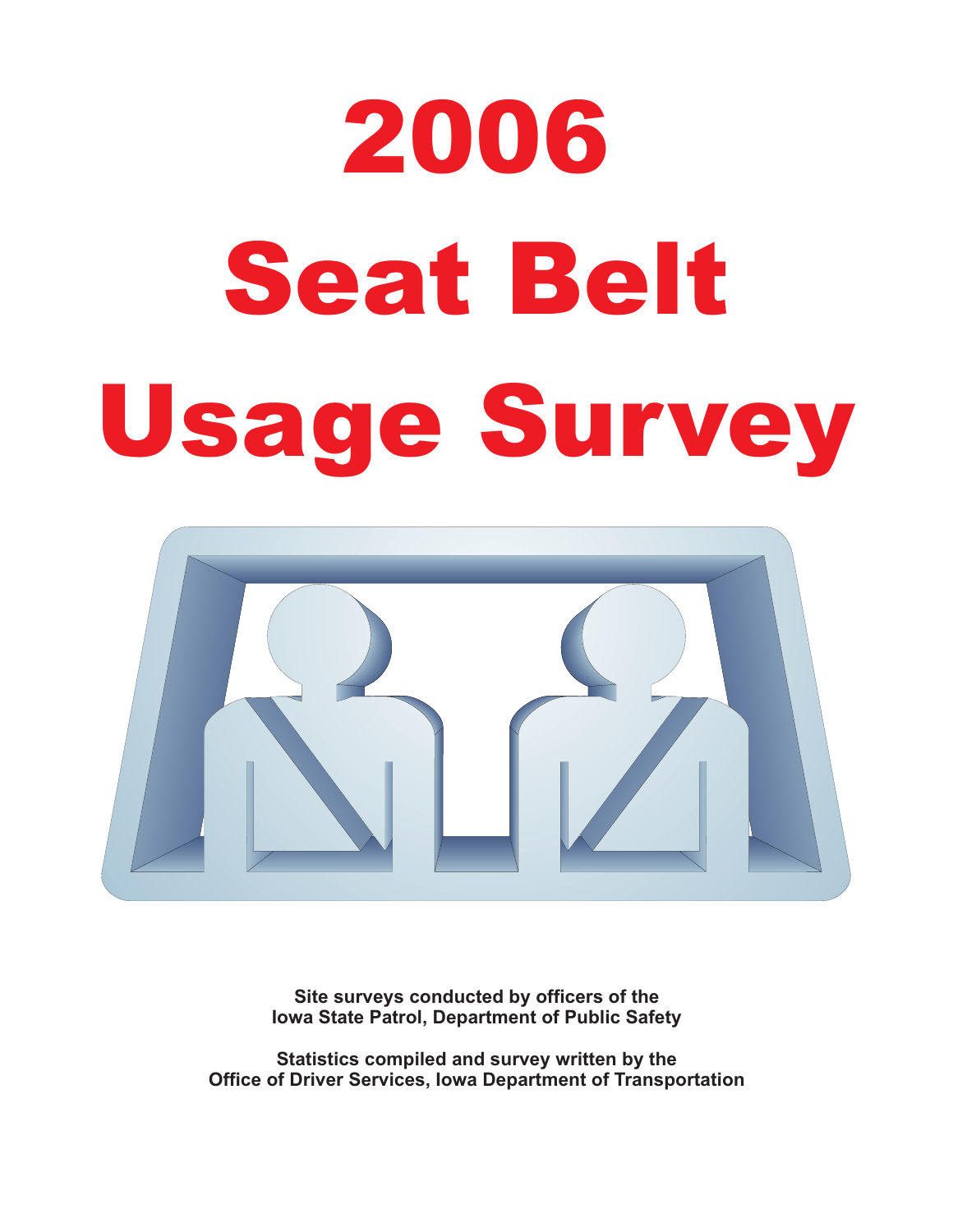# 2006 Seat Belt Usage Survey

**Site surveys conducted by officers of the Iowa State Patrol, Department of Public Safety**

**Statistics compiled and survey written by the Office of Driver Services, Iowa Department of Transportation**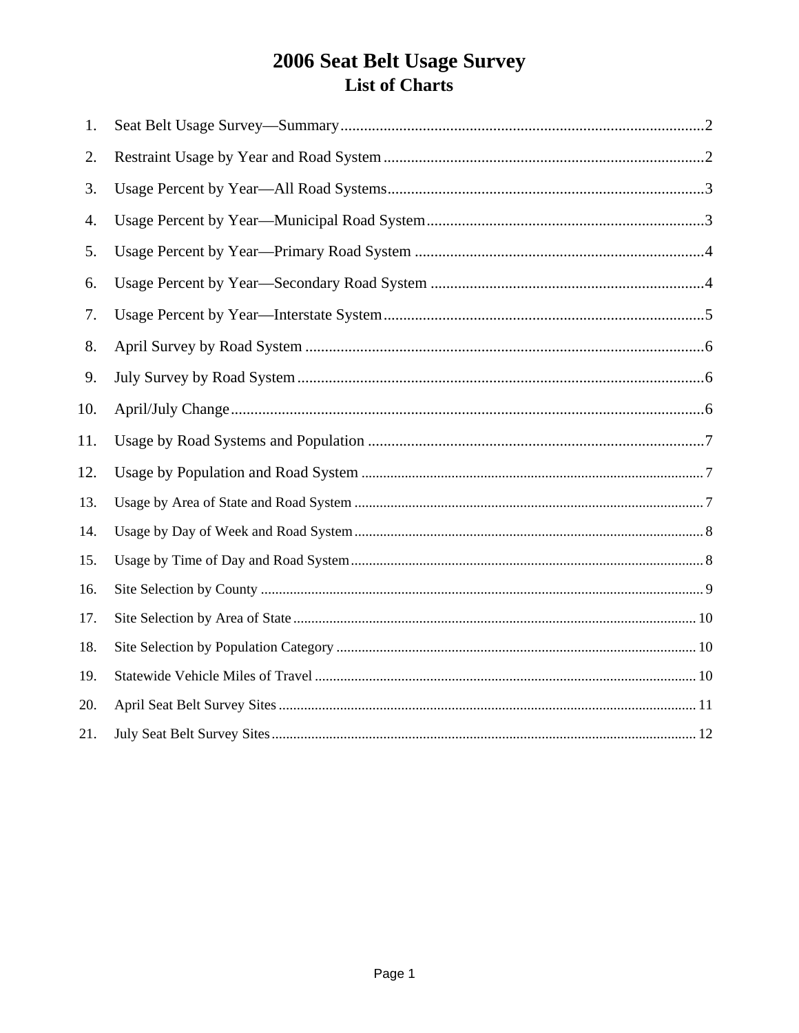# 2006 Seat Belt Usage Survey

## List of Charts

1. Seat Belt Usage Survey—Summary....2
2. Restraint Usage by Year and Road System....2
3. Usage Percent by Year—All Road Systems....3
4. Usage Percent by Year—Municipal Road System....3
5. Usage Percent by Year—Primary Road System....4
6. Usage Percent by Year—Secondary Road System....4
7. Usage Percent by Year—Interstate System....5
8. April Survey by Road System....6
9. July Survey by Road System....6
10. April/July Change....6
11. Usage by Road Systems and Population....7
12. Usage by Population and Road System....7
13. Usage by Area of State and Road System....7
14. Usage by Day of Week and Road System....8
15. Usage by Time of Day and Road System....8
16. Site Selection by County....9
17. Site Selection by Area of State....10
18. Site Selection by Population Category....10
19. Statewide Vehicle Miles of Travel....10
20. April Seat Belt Survey Sites....11
21. July Seat Belt Survey Sites....12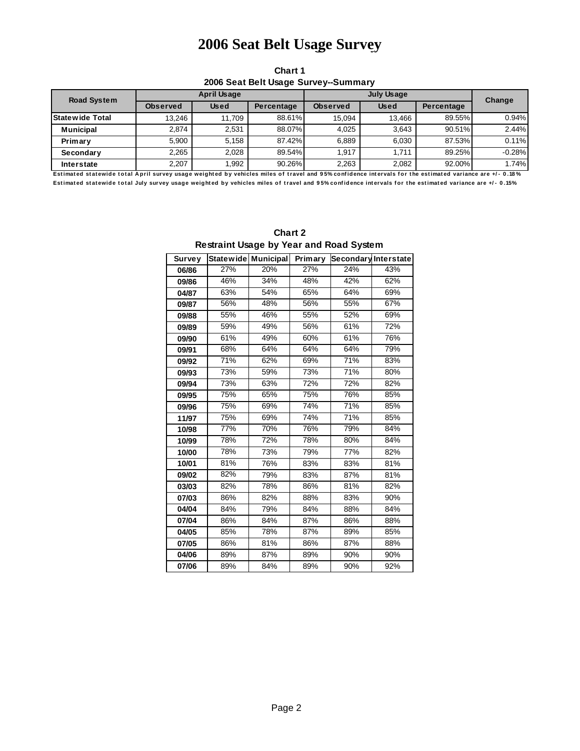# 2006 Seat Belt Usage Survey

**Chart 1**
**2006 Seat Belt Usage Survey--Summary**

| Road System | April Usage | | | July Usage | | | Change |
|---|---|---|---|---|---|---|---|
| | Observed | Used | Percentage | Observed | Used | Percentage | |
| **Statewide Total** | 13,246 | 11,709 | 88.61% | 15,094 | 13,466 | 89.55% | 0.94% |
| **Municipal** | 2,874 | 2,531 | 88.07% | 4,025 | 3,643 | 90.51% | 2.44% |
| **Primary** | 5,900 | 5,158 | 87.42% | 6,889 | 6,030 | 87.53% | 0.11% |
| **Secondary** | 2,265 | 2,028 | 89.54% | 1,917 | 1,711 | 89.25% | -0.28% |
| **Interstate** | 2,207 | 1,992 | 90.26% | 2,263 | 2,082 | 92.00% | 1.74% |

**Estimated statewide total April survey usage weighted by vehicles miles of travel and 95% confidence intervals for the estimated variance are +/- 0.18%**
**Estimated statewide total July survey usage weighted by vehicles miles of travel and 95% confidence intervals for the estimated variance are +/- 0.15%**

**Chart 2**
**Restraint Usage by Year and Road System**

| Survey | Statewide | Municipal | Primary | Secondary | Interstate |
|---|---|---|---|---|---|
| **06/86** | 27% | 20% | 27% | 24% | 43% |
| **09/86** | 46% | 34% | 48% | 42% | 62% |
| **04/87** | 63% | 54% | 65% | 64% | 69% |
| **09/87** | 56% | 48% | 56% | 55% | 67% |
| **09/88** | 55% | 46% | 55% | 52% | 69% |
| **09/89** | 59% | 49% | 56% | 61% | 72% |
| **09/90** | 61% | 49% | 60% | 61% | 76% |
| **09/91** | 68% | 64% | 64% | 64% | 79% |
| **09/92** | 71% | 62% | 69% | 71% | 83% |
| **09/93** | 73% | 59% | 73% | 71% | 80% |
| **09/94** | 73% | 63% | 72% | 72% | 82% |
| **09/95** | 75% | 65% | 75% | 76% | 85% |
| **09/96** | 75% | 69% | 74% | 71% | 85% |
| **11/97** | 75% | 69% | 74% | 71% | 85% |
| **10/98** | 77% | 70% | 76% | 79% | 84% |
| **10/99** | 78% | 72% | 78% | 80% | 84% |
| **10/00** | 78% | 73% | 79% | 77% | 82% |
| **10/01** | 81% | 76% | 83% | 83% | 81% |
| **09/02** | 82% | 79% | 83% | 87% | 81% |
| **03/03** | 82% | 78% | 86% | 81% | 82% |
| **07/03** | 86% | 82% | 88% | 83% | 90% |
| **04/04** | 84% | 79% | 84% | 88% | 84% |
| **07/04** | 86% | 84% | 87% | 86% | 88% |
| **04/05** | 85% | 78% | 87% | 89% | 85% |
| **07/05** | 86% | 81% | 86% | 87% | 88% |
| **04/06** | 89% | 87% | 89% | 90% | 90% |
| **07/06** | 89% | 84% | 89% | 90% | 92% |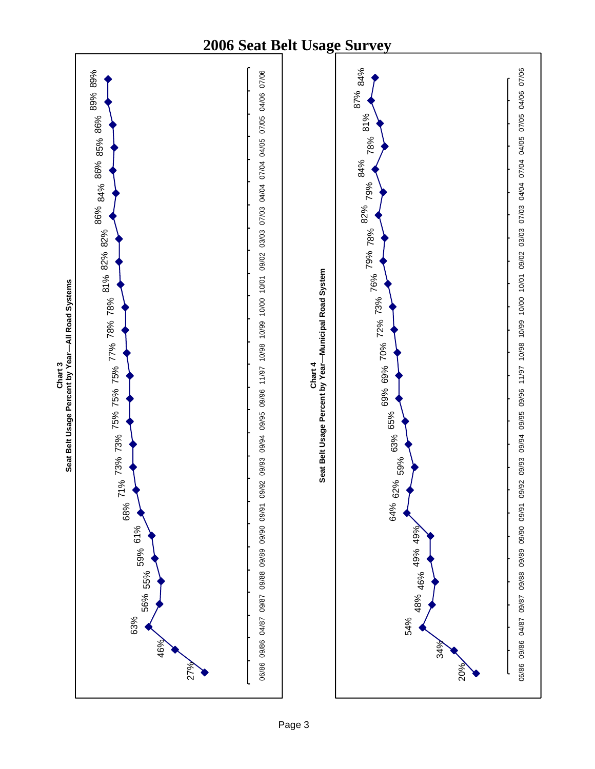# 2006 Seat Belt Usage Survey

**Chart 3**
**Seat Belt Usage Percent by Year—All Road Systems**

| Date | Percent |
|---|---|
| 06/86 | 27% |
| 09/86 | 46% |
| 04/87 | 63% |
| 09/87 | 56% |
| 09/88 | 55% |
| 09/89 | 59% |
| 09/90 | 61% |
| 09/91 | 68% |
| 09/92 | 71% |
| 09/93 | 73% |
| 09/94 | 73% |
| 09/95 | 75% |
| 09/96 | 75% |
| 11/97 | 75% |
| 10/98 | 77% |
| 10/99 | 78% |
| 10/00 | 78% |
| 10/01 | 81% |
| 09/02 | 82% |
| 03/03 | 82% |
| 07/03 | 86% |
| 04/04 | 84% |
| 07/04 | 86% |
| 04/05 | 85% |
| 07/05 | 86% |
| 04/06 | 89% |
| 07/06 | 89% |

**Chart 4**
**Seat Belt Usage Percent by Year—Municipal Road System**

| Date | Percent |
|---|---|
| 06/86 | 20% |
| 09/86 | 34% |
| 04/87 | 54% |
| 09/87 | 48% |
| 09/88 | 46% |
| 09/89 | 49% |
| 09/90 | 49% |
| 09/91 | 64% |
| 09/92 | 62% |
| 09/93 | 59% |
| 09/94 | 63% |
| 09/95 | 65% |
| 09/96 | 69% |
| 11/97 | 69% |
| 10/98 | 70% |
| 10/99 | 72% |
| 10/00 | 73% |
| 10/01 | 76% |
| 09/02 | 79% |
| 03/03 | 78% |
| 07/03 | 82% |
| 04/04 | 79% |
| 07/04 | 84% |
| 04/05 | 78% |
| 07/05 | 81% |
| 04/06 | 87% |
| 07/06 | 84% |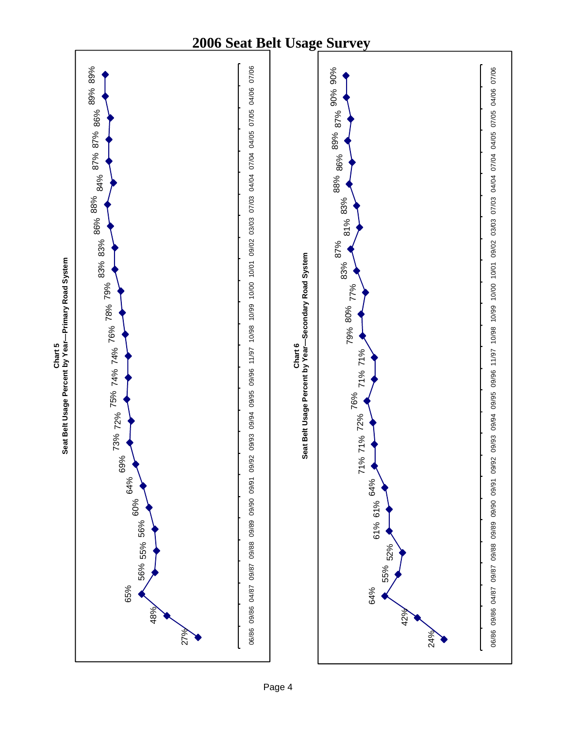# 2006 Seat Belt Usage Survey

**Chart 5**
**Seat Belt Usage Percent by Year—Primary Road System**

| Date | Percent |
|---|---|
| 06/86 | 27% |
| 09/86 | 48% |
| 04/87 | 65% |
| 09/87 | 56% |
| 09/88 | 55% |
| 09/89 | 56% |
| 09/90 | 60% |
| 09/91 | 64% |
| 09/92 | 69% |
| 09/93 | 73% |
| 09/94 | 72% |
| 09/95 | 75% |
| 09/96 | 74% |
| 11/97 | 74% |
| 10/98 | 76% |
| 10/99 | 78% |
| 10/00 | 79% |
| 10/01 | 83% |
| 09/02 | 83% |
| 03/03 | 86% |
| 07/03 | 88% |
| 04/04 | 84% |
| 07/04 | 87% |
| 04/05 | 87% |
| 07/05 | 86% |
| 04/06 | 89% |
| 07/06 | 89% |

**Chart 6**
**Seat Belt Usage Percent by Year—Secondary Road System**

| Date | Percent |
|---|---|
| 06/86 | 24% |
| 09/86 | 42% |
| 04/87 | 64% |
| 09/87 | 55% |
| 09/88 | 52% |
| 09/89 | 61% |
| 09/90 | 61% |
| 09/91 | 64% |
| 09/92 | 71% |
| 09/93 | 71% |
| 09/94 | 72% |
| 09/95 | 76% |
| 09/96 | 71% |
| 11/97 | 71% |
| 10/98 | 79% |
| 10/99 | 80% |
| 10/00 | 77% |
| 10/01 | 83% |
| 09/02 | 87% |
| 03/03 | 81% |
| 07/03 | 83% |
| 04/04 | 88% |
| 07/04 | 86% |
| 04/05 | 89% |
| 07/05 | 87% |
| 04/06 | 90% |
| 07/06 | 90% |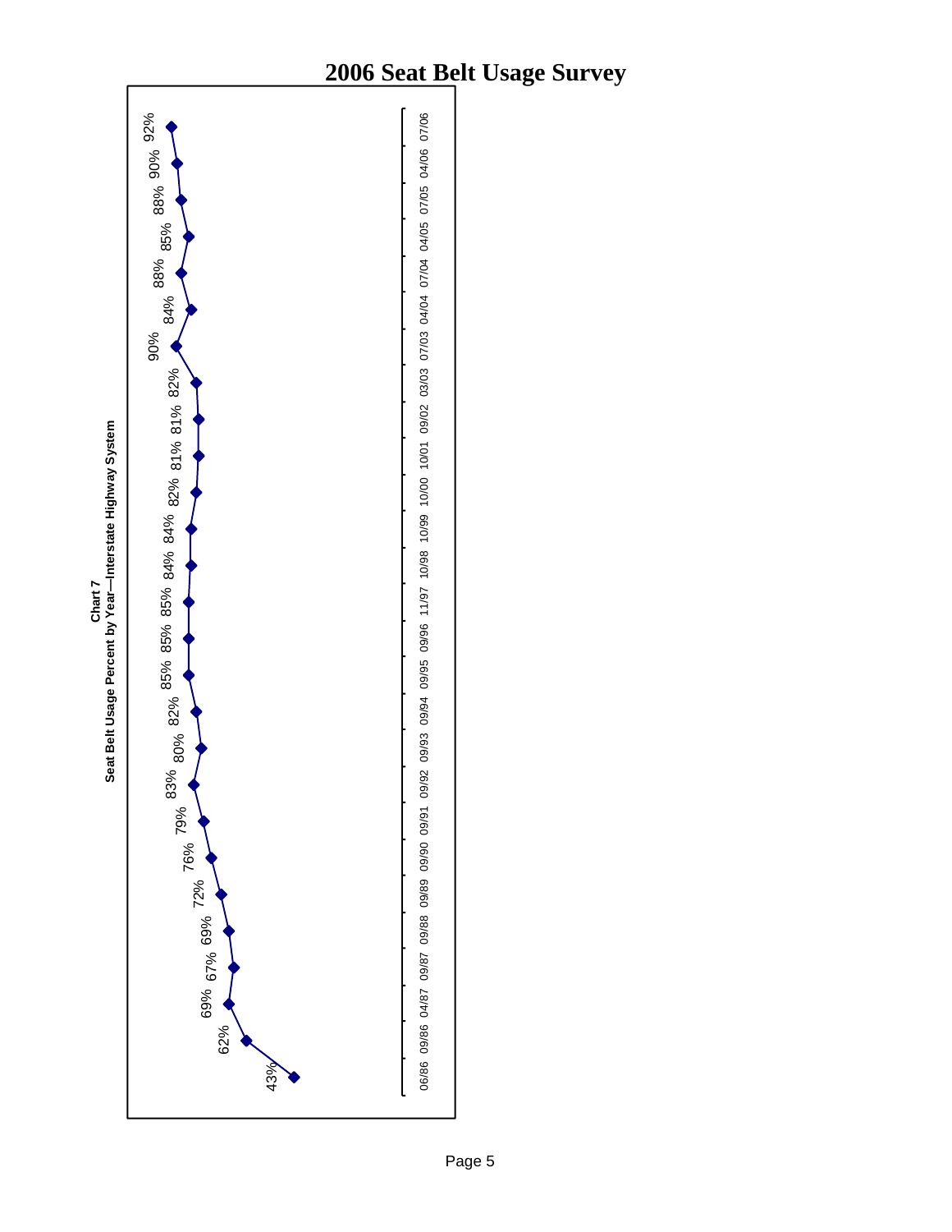# 2006 Seat Belt Usage Survey

**Chart 7**
**Seat Belt Usage Percent by Year—Interstate Highway System**

| Date | Usage |
| --- | --- |
| 06/86 | 43% |
| 09/86 | 62% |
| 04/87 | 69% |
| 09/87 | 67% |
| 09/88 | 69% |
| 09/89 | 72% |
| 09/90 | 76% |
| 09/91 | 79% |
| 09/92 | 83% |
| 09/93 | 80% |
| 09/94 | 82% |
| 09/95 | 85% |
| 09/96 | 85% |
| 11/97 | 85% |
| 10/98 | 84% |
| 10/99 | 84% |
| 10/00 | 82% |
| 10/01 | 81% |
| 09/02 | 81% |
| 03/03 | 82% |
| 07/03 | 90% |
| 04/04 | 84% |
| 07/04 | 88% |
| 04/05 | 85% |
| 07/05 | 88% |
| 04/06 | 90% |
| 07/06 | 92% |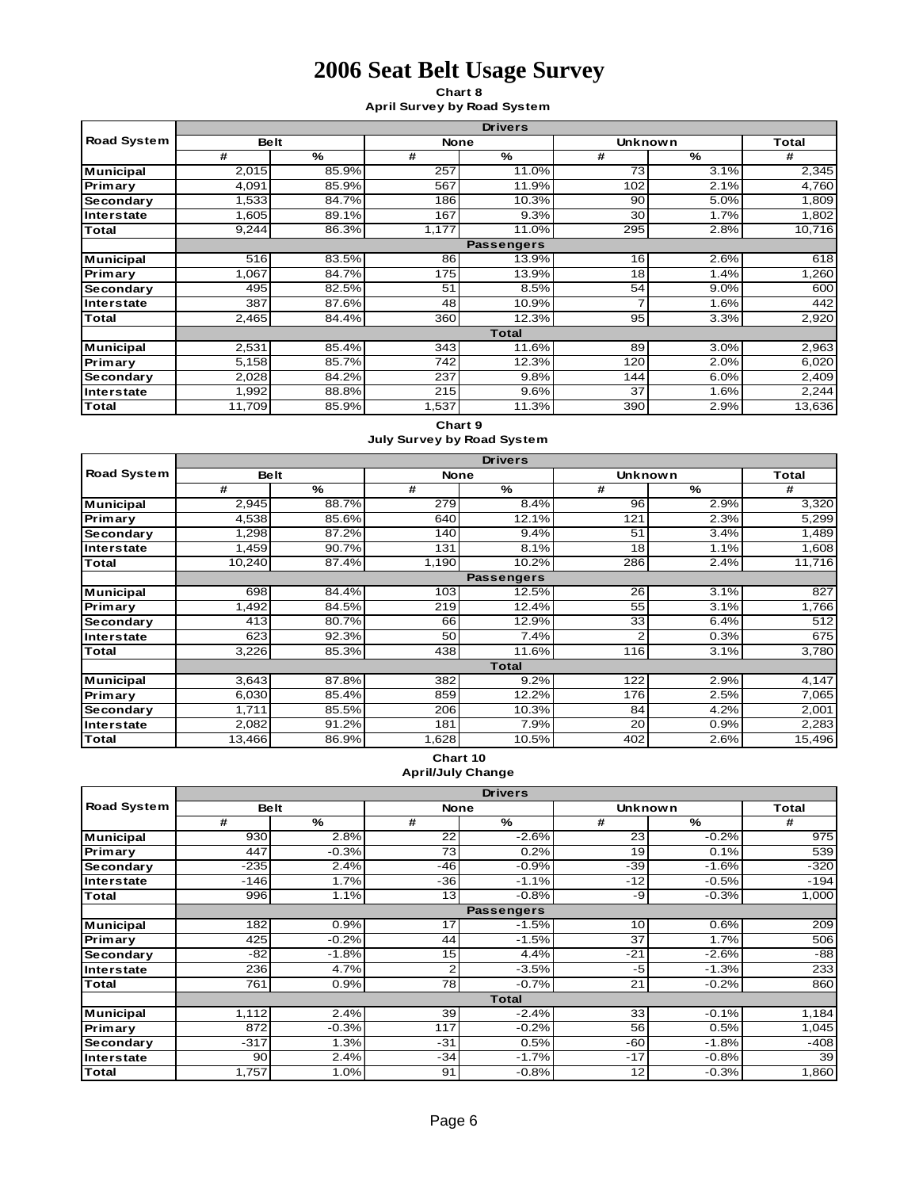# 2006 Seat Belt Usage Survey

**Chart 8**
**April Survey by Road System**

| Road System | Belt | | None | | Unknown | | Total |
|---|---|---|---|---|---|---|---|
| | # | % | # | % | # | % | # |
| | **Drivers** | | | | | | |
| Municipal | 2,015 | 85.9% | 257 | 11.0% | 73 | 3.1% | 2,345 |
| Primary | 4,091 | 85.9% | 567 | 11.9% | 102 | 2.1% | 4,760 |
| Secondary | 1,533 | 84.7% | 186 | 10.3% | 90 | 5.0% | 1,809 |
| Interstate | 1,605 | 89.1% | 167 | 9.3% | 30 | 1.7% | 1,802 |
| Total | 9,244 | 86.3% | 1,177 | 11.0% | 295 | 2.8% | 10,716 |
| | **Passengers** | | | | | | |
| Municipal | 516 | 83.5% | 86 | 13.9% | 16 | 2.6% | 618 |
| Primary | 1,067 | 84.7% | 175 | 13.9% | 18 | 1.4% | 1,260 |
| Secondary | 495 | 82.5% | 51 | 8.5% | 54 | 9.0% | 600 |
| Interstate | 387 | 87.6% | 48 | 10.9% | 7 | 1.6% | 442 |
| Total | 2,465 | 84.4% | 360 | 12.3% | 95 | 3.3% | 2,920 |
| | **Total** | | | | | | |
| Municipal | 2,531 | 85.4% | 343 | 11.6% | 89 | 3.0% | 2,963 |
| Primary | 5,158 | 85.7% | 742 | 12.3% | 120 | 2.0% | 6,020 |
| Secondary | 2,028 | 84.2% | 237 | 9.8% | 144 | 6.0% | 2,409 |
| Interstate | 1,992 | 88.8% | 215 | 9.6% | 37 | 1.6% | 2,244 |
| Total | 11,709 | 85.9% | 1,537 | 11.3% | 390 | 2.9% | 13,636 |

**Chart 9**
**July Survey by Road System**

| Road System | Belt | | None | | Unknown | | Total |
|---|---|---|---|---|---|---|---|
| | # | % | # | % | # | % | # |
| | **Drivers** | | | | | | |
| Municipal | 2,945 | 88.7% | 279 | 8.4% | 96 | 2.9% | 3,320 |
| Primary | 4,538 | 85.6% | 640 | 12.1% | 121 | 2.3% | 5,299 |
| Secondary | 1,298 | 87.2% | 140 | 9.4% | 51 | 3.4% | 1,489 |
| Interstate | 1,459 | 90.7% | 131 | 8.1% | 18 | 1.1% | 1,608 |
| Total | 10,240 | 87.4% | 1,190 | 10.2% | 286 | 2.4% | 11,716 |
| | **Passengers** | | | | | | |
| Municipal | 698 | 84.4% | 103 | 12.5% | 26 | 3.1% | 827 |
| Primary | 1,492 | 84.5% | 219 | 12.4% | 55 | 3.1% | 1,766 |
| Secondary | 413 | 80.7% | 66 | 12.9% | 33 | 6.4% | 512 |
| Interstate | 623 | 92.3% | 50 | 7.4% | 2 | 0.3% | 675 |
| Total | 3,226 | 85.3% | 438 | 11.6% | 116 | 3.1% | 3,780 |
| | **Total** | | | | | | |
| Municipal | 3,643 | 87.8% | 382 | 9.2% | 122 | 2.9% | 4,147 |
| Primary | 6,030 | 85.4% | 859 | 12.2% | 176 | 2.5% | 7,065 |
| Secondary | 1,711 | 85.5% | 206 | 10.3% | 84 | 4.2% | 2,001 |
| Interstate | 2,082 | 91.2% | 181 | 7.9% | 20 | 0.9% | 2,283 |
| Total | 13,466 | 86.9% | 1,628 | 10.5% | 402 | 2.6% | 15,496 |

**Chart 10**
**April/July Change**

| Road System | Belt | | None | | Unknown | | Total |
|---|---|---|---|---|---|---|---|
| | # | % | # | % | # | % | # |
| | **Drivers** | | | | | | |
| Municipal | 930 | 2.8% | 22 | -2.6% | 23 | -0.2% | 975 |
| Primary | 447 | -0.3% | 73 | 0.2% | 19 | 0.1% | 539 |
| Secondary | -235 | 2.4% | -46 | -0.9% | -39 | -1.6% | -320 |
| Interstate | -146 | 1.7% | -36 | -1.1% | -12 | -0.5% | -194 |
| Total | 996 | 1.1% | 13 | -0.8% | -9 | -0.3% | 1,000 |
| | **Passengers** | | | | | | |
| Municipal | 182 | 0.9% | 17 | -1.5% | 10 | 0.6% | 209 |
| Primary | 425 | -0.2% | 44 | -1.5% | 37 | 1.7% | 506 |
| Secondary | -82 | -1.8% | 15 | 4.4% | -21 | -2.6% | -88 |
| Interstate | 236 | 4.7% | 2 | -3.5% | -5 | -1.3% | 233 |
| Total | 761 | 0.9% | 78 | -0.7% | 21 | -0.2% | 860 |
| | **Total** | | | | | | |
| Municipal | 1,112 | 2.4% | 39 | -2.4% | 33 | -0.1% | 1,184 |
| Primary | 872 | -0.3% | 117 | -0.2% | 56 | 0.5% | 1,045 |
| Secondary | -317 | 1.3% | -31 | 0.5% | -60 | -1.8% | -408 |
| Interstate | 90 | 2.4% | -34 | -1.7% | -17 | -0.8% | 39 |
| Total | 1,757 | 1.0% | 91 | -0.8% | 12 | -0.3% | 1,860 |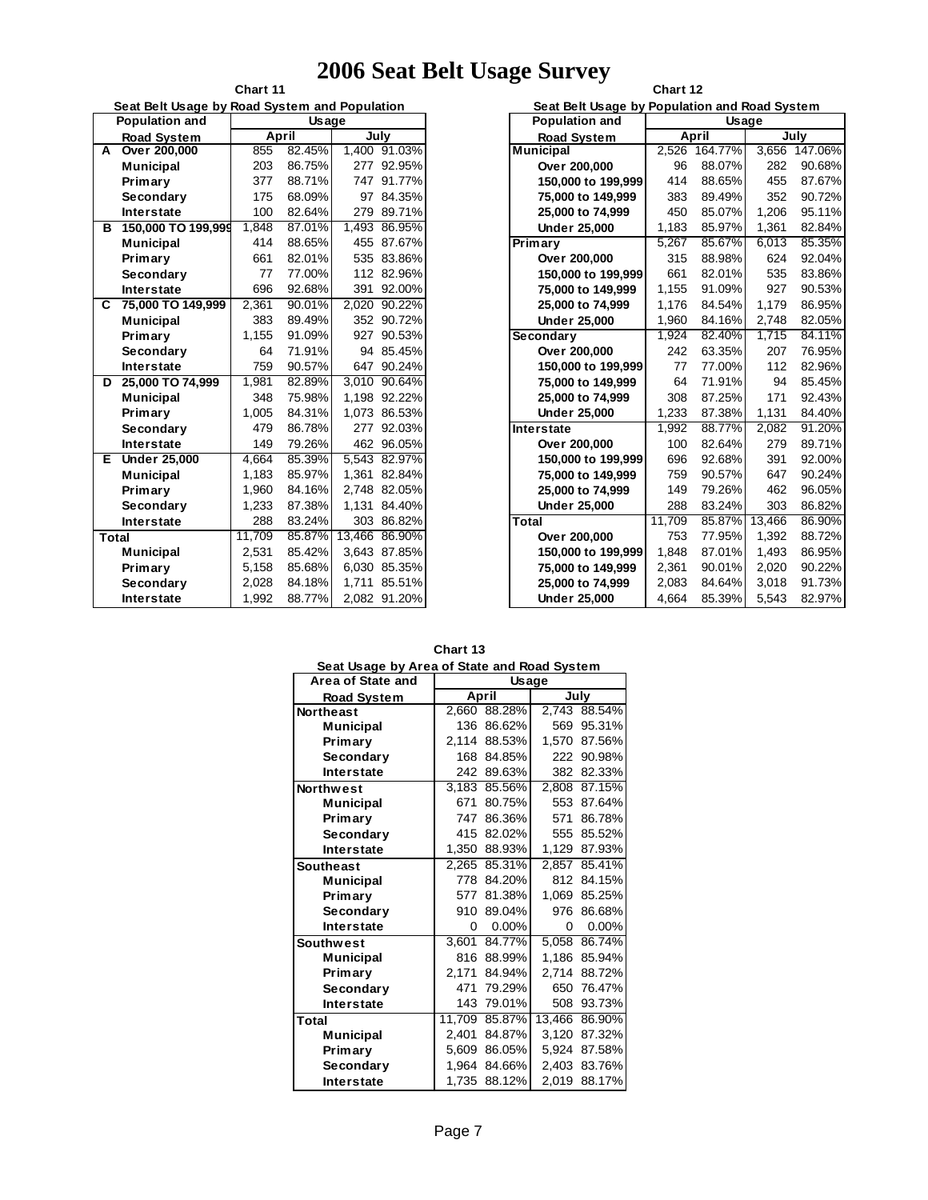# 2006 Seat Belt Usage Survey

**Chart 11**

**Seat Belt Usage by Road System and Population**

| | Population and Road System | Usage | | | |
|---|---|---|---|---|---|
| | | April | | July | |
| A | Over 200,000 | 855 | 82.45% | 1,400 | 91.03% |
| | Municipal | 203 | 86.75% | 277 | 92.95% |
| | Primary | 377 | 88.71% | 747 | 91.77% |
| | Secondary | 175 | 68.09% | 97 | 84.35% |
| | Interstate | 100 | 82.64% | 279 | 89.71% |
| B | 150,000 TO 199,999 | 1,848 | 87.01% | 1,493 | 86.95% |
| | Municipal | 414 | 88.65% | 455 | 87.67% |
| | Primary | 661 | 82.01% | 535 | 83.86% |
| | Secondary | 77 | 77.00% | 112 | 82.96% |
| | Interstate | 696 | 92.68% | 391 | 92.00% |
| C | 75,000 TO 149,999 | 2,361 | 90.01% | 2,020 | 90.22% |
| | Municipal | 383 | 89.49% | 352 | 90.72% |
| | Primary | 1,155 | 91.09% | 927 | 90.53% |
| | Secondary | 64 | 71.91% | 94 | 85.45% |
| | Interstate | 759 | 90.57% | 647 | 90.24% |
| D | 25,000 TO 74,999 | 1,981 | 82.89% | 3,010 | 90.64% |
| | Municipal | 348 | 75.98% | 1,198 | 92.22% |
| | Primary | 1,005 | 84.31% | 1,073 | 86.53% |
| | Secondary | 479 | 86.78% | 277 | 92.03% |
| | Interstate | 149 | 79.26% | 462 | 96.05% |
| E | Under 25,000 | 4,664 | 85.39% | 5,543 | 82.97% |
| | Municipal | 1,183 | 85.97% | 1,361 | 82.84% |
| | Primary | 1,960 | 84.16% | 2,748 | 82.05% |
| | Secondary | 1,233 | 87.38% | 1,131 | 84.40% |
| | Interstate | 288 | 83.24% | 303 | 86.82% |
| Total | | 11,709 | 85.87% | 13,466 | 86.90% |
| | Municipal | 2,531 | 85.42% | 3,643 | 87.85% |
| | Primary | 5,158 | 85.68% | 6,030 | 85.35% |
| | Secondary | 2,028 | 84.18% | 1,711 | 85.51% |
| | Interstate | 1,992 | 88.77% | 2,082 | 91.20% |

**Chart 12**

**Seat Belt Usage by Population and Road System**

| Population and Road System | Usage | | | |
|---|---|---|---|---|
| | April | | July | |
| Municipal | 2,526 | 164.77% | 3,656 | 147.06% |
| Over 200,000 | 96 | 88.07% | 282 | 90.68% |
| 150,000 to 199,999 | 414 | 88.65% | 455 | 87.67% |
| 75,000 to 149,999 | 383 | 89.49% | 352 | 90.72% |
| 25,000 to 74,999 | 450 | 85.07% | 1,206 | 95.11% |
| Under 25,000 | 1,183 | 85.97% | 1,361 | 82.84% |
| Primary | 5,267 | 85.67% | 6,013 | 85.35% |
| Over 200,000 | 315 | 88.98% | 624 | 92.04% |
| 150,000 to 199,999 | 661 | 82.01% | 535 | 83.86% |
| 75,000 to 149,999 | 1,155 | 91.09% | 927 | 90.53% |
| 25,000 to 74,999 | 1,176 | 84.54% | 1,179 | 86.95% |
| Under 25,000 | 1,960 | 84.16% | 2,748 | 82.05% |
| Secondary | 1,924 | 82.40% | 1,715 | 84.11% |
| Over 200,000 | 242 | 63.35% | 207 | 76.95% |
| 150,000 to 199,999 | 77 | 77.00% | 112 | 82.96% |
| 75,000 to 149,999 | 64 | 71.91% | 94 | 85.45% |
| 25,000 to 74,999 | 308 | 87.25% | 171 | 92.43% |
| Under 25,000 | 1,233 | 87.38% | 1,131 | 84.40% |
| Interstate | 1,992 | 88.77% | 2,082 | 91.20% |
| Over 200,000 | 100 | 82.64% | 279 | 89.71% |
| 150,000 to 199,999 | 696 | 92.68% | 391 | 92.00% |
| 75,000 to 149,999 | 759 | 90.57% | 647 | 90.24% |
| 25,000 to 74,999 | 149 | 79.26% | 462 | 96.05% |
| Under 25,000 | 288 | 83.24% | 303 | 86.82% |
| Total | 11,709 | 85.87% | 13,466 | 86.90% |
| Over 200,000 | 753 | 77.95% | 1,392 | 88.72% |
| 150,000 to 199,999 | 1,848 | 87.01% | 1,493 | 86.95% |
| 75,000 to 149,999 | 2,361 | 90.01% | 2,020 | 90.22% |
| 25,000 to 74,999 | 2,083 | 84.64% | 3,018 | 91.73% |
| Under 25,000 | 4,664 | 85.39% | 5,543 | 82.97% |

**Chart 13**

**Seat Usage by Area of State and Road System**

| Area of State and Road System | Usage | | | |
|---|---|---|---|---|
| | April | | July | |
| Northeast | 2,660 | 88.28% | 2,743 | 88.54% |
| Municipal | 136 | 86.62% | 569 | 95.31% |
| Primary | 2,114 | 88.53% | 1,570 | 87.56% |
| Secondary | 168 | 84.85% | 222 | 90.98% |
| Interstate | 242 | 89.63% | 382 | 82.33% |
| Northwest | 3,183 | 85.56% | 2,808 | 87.15% |
| Municipal | 671 | 80.75% | 553 | 87.64% |
| Primary | 747 | 86.36% | 571 | 86.78% |
| Secondary | 415 | 82.02% | 555 | 85.52% |
| Interstate | 1,350 | 88.93% | 1,129 | 87.93% |
| Southeast | 2,265 | 85.31% | 2,857 | 85.41% |
| Municipal | 778 | 84.20% | 812 | 84.15% |
| Primary | 577 | 81.38% | 1,069 | 85.25% |
| Secondary | 910 | 89.04% | 976 | 86.68% |
| Interstate | 0 | 0.00% | 0 | 0.00% |
| Southwest | 3,601 | 84.77% | 5,058 | 86.74% |
| Municipal | 816 | 88.99% | 1,186 | 85.94% |
| Primary | 2,171 | 84.94% | 2,714 | 88.72% |
| Secondary | 471 | 79.29% | 650 | 76.47% |
| Interstate | 143 | 79.01% | 508 | 93.73% |
| Total | 11,709 | 85.87% | 13,466 | 86.90% |
| Municipal | 2,401 | 84.87% | 3,120 | 87.32% |
| Primary | 5,609 | 86.05% | 5,924 | 87.58% |
| Secondary | 1,964 | 84.66% | 2,403 | 83.76% |
| Interstate | 1,735 | 88.12% | 2,019 | 88.17% |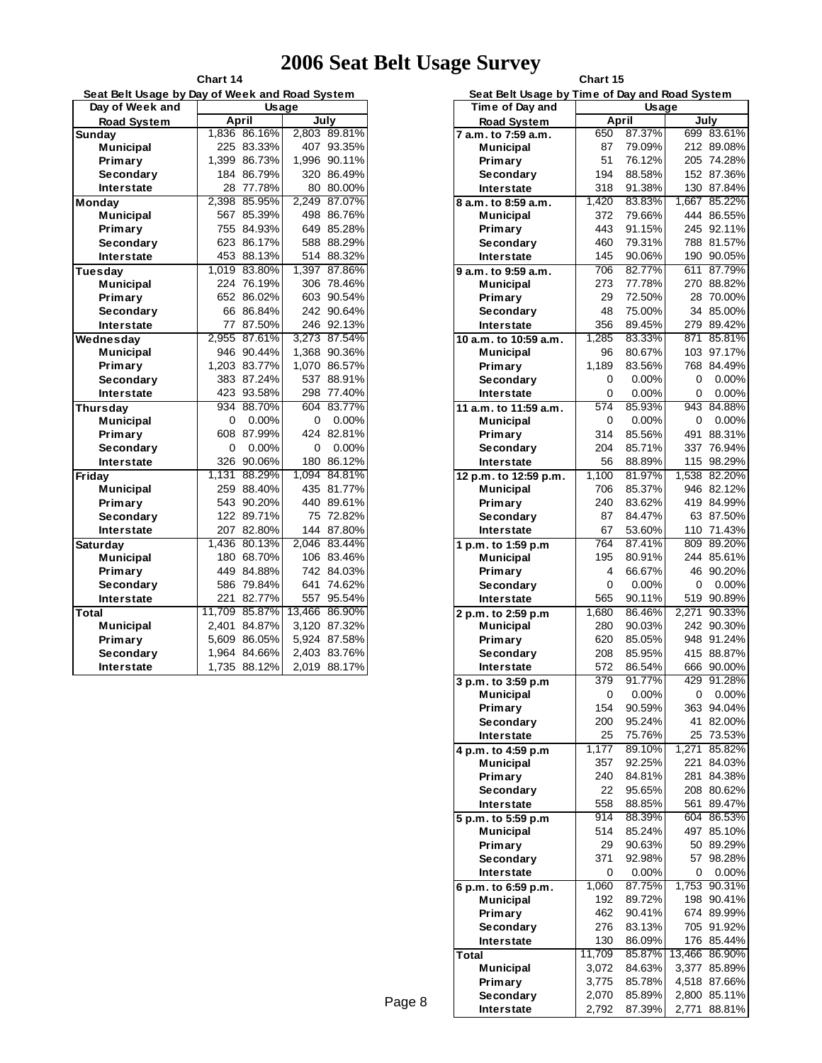# 2006 Seat Belt Usage Survey

**Chart 14**

**Seat Belt Usage by Day of Week and Road System**

| Day of Week and Road System | April | | July | |
|---|---|---|---|---|
| **Sunday** | 1,836 | 86.16% | 2,803 | 89.81% |
| Municipal | 225 | 83.33% | 407 | 93.35% |
| Primary | 1,399 | 86.73% | 1,996 | 90.11% |
| Secondary | 184 | 86.79% | 320 | 86.49% |
| Interstate | 28 | 77.78% | 80 | 80.00% |
| **Monday** | 2,398 | 85.95% | 2,249 | 87.07% |
| Municipal | 567 | 85.39% | 498 | 86.76% |
| Primary | 755 | 84.93% | 649 | 85.28% |
| Secondary | 623 | 86.17% | 588 | 88.29% |
| Interstate | 453 | 88.13% | 514 | 88.32% |
| **Tuesday** | 1,019 | 83.80% | 1,397 | 87.86% |
| Municipal | 224 | 76.19% | 306 | 78.46% |
| Primary | 652 | 86.02% | 603 | 90.54% |
| Secondary | 66 | 86.84% | 242 | 90.64% |
| Interstate | 77 | 87.50% | 246 | 92.13% |
| **Wednesday** | 2,955 | 87.61% | 3,273 | 87.54% |
| Municipal | 946 | 90.44% | 1,368 | 90.36% |
| Primary | 1,203 | 83.77% | 1,070 | 86.57% |
| Secondary | 383 | 87.24% | 537 | 88.91% |
| Interstate | 423 | 93.58% | 298 | 77.40% |
| **Thursday** | 934 | 88.70% | 604 | 83.77% |
| Municipal | 0 | 0.00% | 0 | 0.00% |
| Primary | 608 | 87.99% | 424 | 82.81% |
| Secondary | 0 | 0.00% | 0 | 0.00% |
| Interstate | 326 | 90.06% | 180 | 86.12% |
| **Friday** | 1,131 | 88.29% | 1,094 | 84.81% |
| Municipal | 259 | 88.40% | 435 | 81.77% |
| Primary | 543 | 90.20% | 440 | 89.61% |
| Secondary | 122 | 89.71% | 75 | 72.82% |
| Interstate | 207 | 82.80% | 144 | 87.80% |
| **Saturday** | 1,436 | 80.13% | 2,046 | 83.44% |
| Municipal | 180 | 68.70% | 106 | 83.46% |
| Primary | 449 | 84.88% | 742 | 84.03% |
| Secondary | 586 | 79.84% | 641 | 74.62% |
| Interstate | 221 | 82.77% | 557 | 95.54% |
| **Total** | 11,709 | 85.87% | 13,466 | 86.90% |
| Municipal | 2,401 | 84.87% | 3,120 | 87.32% |
| Primary | 5,609 | 86.05% | 5,924 | 87.58% |
| Secondary | 1,964 | 84.66% | 2,403 | 83.76% |
| Interstate | 1,735 | 88.12% | 2,019 | 88.17% |

**Chart 15**

**Seat Belt Usage by Time of Day and Road System**

| Time of Day and Road System | April | | July | |
|---|---|---|---|---|
| **7 a.m. to 7:59 a.m.** | 650 | 87.37% | 699 | 83.61% |
| Municipal | 87 | 79.09% | 212 | 89.08% |
| Primary | 51 | 76.12% | 205 | 74.28% |
| Secondary | 194 | 88.58% | 152 | 87.36% |
| Interstate | 318 | 91.38% | 130 | 87.84% |
| **8 a.m. to 8:59 a.m.** | 1,420 | 83.83% | 1,667 | 85.22% |
| Municipal | 372 | 79.66% | 444 | 86.55% |
| Primary | 443 | 91.15% | 245 | 92.11% |
| Secondary | 460 | 79.31% | 788 | 81.57% |
| Interstate | 145 | 90.06% | 190 | 90.05% |
| **9 a.m. to 9:59 a.m.** | 706 | 82.77% | 611 | 87.79% |
| Municipal | 273 | 77.78% | 270 | 88.82% |
| Primary | 29 | 72.50% | 28 | 70.00% |
| Secondary | 48 | 75.00% | 34 | 85.00% |
| Interstate | 356 | 89.45% | 279 | 89.42% |
| **10 a.m. to 10:59 a.m.** | 1,285 | 83.33% | 871 | 85.81% |
| Municipal | 96 | 80.67% | 103 | 97.17% |
| Primary | 1,189 | 83.56% | 768 | 84.49% |
| Secondary | 0 | 0.00% | 0 | 0.00% |
| Interstate | 0 | 0.00% | 0 | 0.00% |
| **11 a.m. to 11:59 a.m.** | 574 | 85.93% | 943 | 84.88% |
| Municipal | 0 | 0.00% | 0 | 0.00% |
| Primary | 314 | 85.56% | 491 | 88.31% |
| Secondary | 204 | 85.71% | 337 | 76.94% |
| Interstate | 56 | 88.89% | 115 | 98.29% |
| **12 p.m. to 12:59 p.m.** | 1,100 | 81.97% | 1,538 | 82.20% |
| Municipal | 706 | 85.37% | 946 | 82.12% |
| Primary | 240 | 83.62% | 419 | 84.99% |
| Secondary | 87 | 84.47% | 63 | 87.50% |
| Interstate | 67 | 53.60% | 110 | 71.43% |
| **1 p.m. to 1:59 p.m** | 764 | 87.41% | 809 | 89.20% |
| Municipal | 195 | 80.91% | 244 | 85.61% |
| Primary | 4 | 66.67% | 46 | 90.20% |
| Secondary | 0 | 0.00% | 0 | 0.00% |
| Interstate | 565 | 90.11% | 519 | 90.89% |
| **2 p.m. to 2:59 p.m** | 1,680 | 86.46% | 2,271 | 90.33% |
| Municipal | 280 | 90.03% | 242 | 90.30% |
| Primary | 620 | 85.05% | 948 | 91.24% |
| Secondary | 208 | 85.95% | 415 | 88.87% |
| Interstate | 572 | 86.54% | 666 | 90.00% |
| **3 p.m. to 3:59 p.m** | 379 | 91.77% | 429 | 91.28% |
| Municipal | 0 | 0.00% | 0 | 0.00% |
| Primary | 154 | 90.59% | 363 | 94.04% |
| Secondary | 200 | 95.24% | 41 | 82.00% |
| Interstate | 25 | 75.76% | 25 | 73.53% |
| **4 p.m. to 4:59 p.m** | 1,177 | 89.10% | 1,271 | 85.82% |
| Municipal | 357 | 92.25% | 221 | 84.03% |
| Primary | 240 | 84.81% | 281 | 84.38% |
| Secondary | 22 | 95.65% | 208 | 80.62% |
| Interstate | 558 | 88.85% | 561 | 89.47% |
| **5 p.m. to 5:59 p.m** | 914 | 88.39% | 604 | 86.53% |
| Municipal | 514 | 85.24% | 497 | 85.10% |
| Primary | 29 | 90.63% | 50 | 89.29% |
| Secondary | 371 | 92.98% | 57 | 98.28% |
| Interstate | 0 | 0.00% | 0 | 0.00% |
| **6 p.m. to 6:59 p.m.** | 1,060 | 87.75% | 1,753 | 90.31% |
| Municipal | 192 | 89.72% | 198 | 90.41% |
| Primary | 462 | 90.41% | 674 | 89.99% |
| Secondary | 276 | 83.13% | 705 | 91.92% |
| Interstate | 130 | 86.09% | 176 | 85.44% |
| **Total** | 11,709 | 85.87% | 13,466 | 86.90% |
| Municipal | 3,072 | 84.63% | 3,377 | 85.89% |
| Primary | 3,775 | 85.78% | 4,518 | 87.66% |
| Secondary | 2,070 | 85.89% | 2,800 | 85.11% |
| Interstate | 2,792 | 87.39% | 2,771 | 88.81% |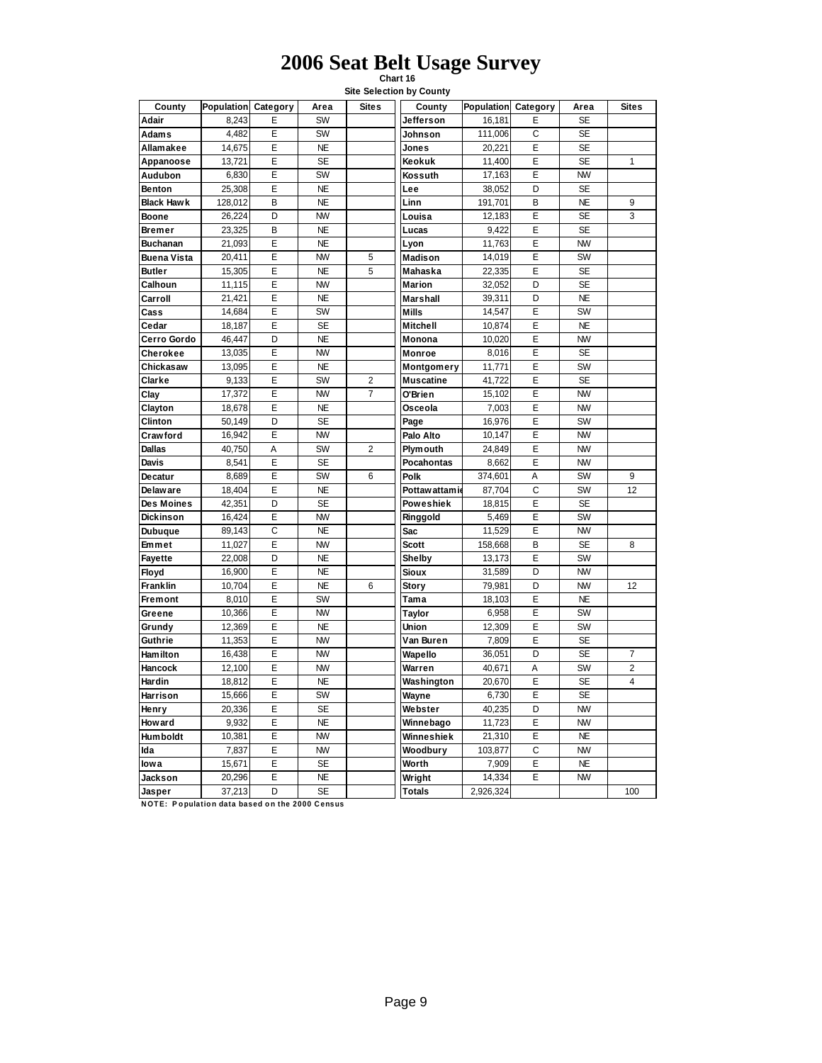# 2006 Seat Belt Usage Survey

**Chart 16**

**Site Selection by County**

| County | Population | Category | Area | Sites | County | Population | Category | Area | Sites |
|---|---|---|---|---|---|---|---|---|---|
| Adair | 8,243 | E | SW | | Jefferson | 16,181 | E | SE | |
| Adams | 4,482 | E | SW | | Johnson | 111,006 | C | SE | |
| Allamakee | 14,675 | E | NE | | Jones | 20,221 | E | SE | |
| Appanoose | 13,721 | E | SE | | Keokuk | 11,400 | E | SE | 1 |
| Audubon | 6,830 | E | SW | | Kossuth | 17,163 | E | NW | |
| Benton | 25,308 | E | NE | | Lee | 38,052 | D | SE | |
| Black Hawk | 128,012 | B | NE | | Linn | 191,701 | B | NE | 9 |
| Boone | 26,224 | D | NW | | Louisa | 12,183 | E | SE | 3 |
| Bremer | 23,325 | B | NE | | Lucas | 9,422 | E | SE | |
| Buchanan | 21,093 | E | NE | | Lyon | 11,763 | E | NW | |
| Buena Vista | 20,411 | E | NW | 5 | Madison | 14,019 | E | SW | |
| Butler | 15,305 | E | NE | 5 | Mahaska | 22,335 | E | SE | |
| Calhoun | 11,115 | E | NW | | Marion | 32,052 | D | SE | |
| Carroll | 21,421 | E | NE | | Marshall | 39,311 | D | NE | |
| Cass | 14,684 | E | SW | | Mills | 14,547 | E | SW | |
| Cedar | 18,187 | E | SE | | Mitchell | 10,874 | E | NE | |
| Cerro Gordo | 46,447 | D | NE | | Monona | 10,020 | E | NW | |
| Cherokee | 13,035 | E | NW | | Monroe | 8,016 | E | SE | |
| Chickasaw | 13,095 | E | NE | | Montgomery | 11,771 | E | SW | |
| Clarke | 9,133 | E | SW | 2 | Muscatine | 41,722 | E | SE | |
| Clay | 17,372 | E | NW | 7 | O'Brien | 15,102 | E | NW | |
| Clayton | 18,678 | E | NE | | Osceola | 7,003 | E | NW | |
| Clinton | 50,149 | D | SE | | Page | 16,976 | E | SW | |
| Crawford | 16,942 | E | NW | | Palo Alto | 10,147 | E | NW | |
| Dallas | 40,750 | A | SW | 2 | Plymouth | 24,849 | E | NW | |
| Davis | 8,541 | E | SE | | Pocahontas | 8,662 | E | NW | |
| Decatur | 8,689 | E | SW | 6 | Polk | 374,601 | A | SW | 9 |
| Delaware | 18,404 | E | NE | | Pottawattamie | 87,704 | C | SW | 12 |
| Des Moines | 42,351 | D | SE | | Poweshiek | 18,815 | E | SE | |
| Dickinson | 16,424 | E | NW | | Ringgold | 5,469 | E | SW | |
| Dubuque | 89,143 | C | NE | | Sac | 11,529 | E | NW | |
| Emmet | 11,027 | E | NW | | Scott | 158,668 | B | SE | 8 |
| Fayette | 22,008 | D | NE | | Shelby | 13,173 | E | SW | |
| Floyd | 16,900 | E | NE | | Sioux | 31,589 | D | NW | |
| Franklin | 10,704 | E | NE | 6 | Story | 79,981 | D | NW | 12 |
| Fremont | 8,010 | E | SW | | Tama | 18,103 | E | NE | |
| Greene | 10,366 | E | NW | | Taylor | 6,958 | E | SW | |
| Grundy | 12,369 | E | NE | | Union | 12,309 | E | SW | |
| Guthrie | 11,353 | E | NW | | Van Buren | 7,809 | E | SE | |
| Hamilton | 16,438 | E | NW | | Wapello | 36,051 | D | SE | 7 |
| Hancock | 12,100 | E | NW | | Warren | 40,671 | A | SW | 2 |
| Hardin | 18,812 | E | NE | | Washington | 20,670 | E | SE | 4 |
| Harrison | 15,666 | E | SW | | Wayne | 6,730 | E | SE | |
| Henry | 20,336 | E | SE | | Webster | 40,235 | D | NW | |
| Howard | 9,932 | E | NE | | Winnebago | 11,723 | E | NW | |
| Humboldt | 10,381 | E | NW | | Winneshiek | 21,310 | E | NE | |
| Ida | 7,837 | E | NW | | Woodbury | 103,877 | C | NW | |
| Iowa | 15,671 | E | SE | | Worth | 7,909 | E | NE | |
| Jackson | 20,296 | E | NE | | Wright | 14,334 | E | NW | |
| Jasper | 37,213 | D | SE | | Totals | 2,926,324 | | | 100 |

**NOTE: Population data based on the 2000 Census**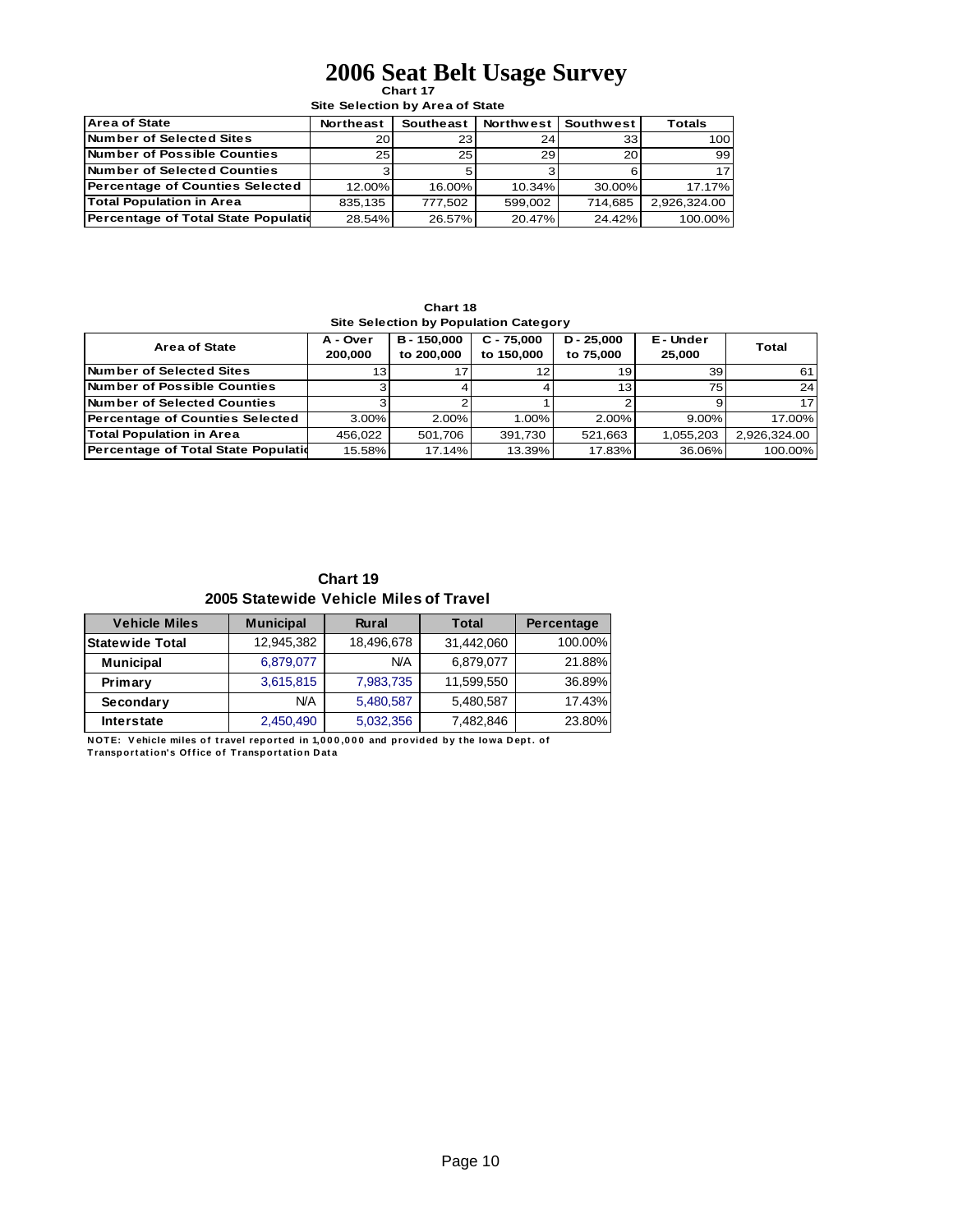# 2006 Seat Belt Usage Survey

**Chart 17**

**Site Selection by Area of State**

| Area of State | Northeast | Southeast | Northwest | Southwest | Totals |
|---|---|---|---|---|---|
| Number of Selected Sites | 20 | 23 | 24 | 33 | 100 |
| Number of Possible Counties | 25 | 25 | 29 | 20 | 99 |
| Number of Selected Counties | 3 | 5 | 3 | 6 | 17 |
| Percentage of Counties Selected | 12.00% | 16.00% | 10.34% | 30.00% | 17.17% |
| Total Population in Area | 835,135 | 777,502 | 599,002 | 714,685 | 2,926,324.00 |
| Percentage of Total State Populatio | 28.54% | 26.57% | 20.47% | 24.42% | 100.00% |

**Chart 18**

**Site Selection by Population Category**

| Area of State | A - Over 200,000 | B - 150,000 to 200,000 | C - 75,000 to 150,000 | D - 25,000 to 75,000 | E - Under 25,000 | Total |
|---|---|---|---|---|---|---|
| Number of Selected Sites | 13 | 17 | 12 | 19 | 39 | 61 |
| Number of Possible Counties | 3 | 4 | 4 | 13 | 75 | 24 |
| Number of Selected Counties | 3 | 2 | 1 | 2 | 9 | 17 |
| Percentage of Counties Selected | 3.00% | 2.00% | 1.00% | 2.00% | 9.00% | 17.00% |
| Total Population in Area | 456,022 | 501,706 | 391,730 | 521,663 | 1,055,203 | 2,926,324.00 |
| Percentage of Total State Populatio | 15.58% | 17.14% | 13.39% | 17.83% | 36.06% | 100.00% |

**Chart 19**

**2005 Statewide Vehicle Miles of Travel**

| Vehicle Miles | Municipal | Rural | Total | Percentage |
|---|---|---|---|---|
| Statewide Total | 12,945,382 | 18,496,678 | 31,442,060 | 100.00% |
| Municipal | 6,879,077 | N/A | 6,879,077 | 21.88% |
| Primary | 3,615,815 | 7,983,735 | 11,599,550 | 36.89% |
| Secondary | N/A | 5,480,587 | 5,480,587 | 17.43% |
| Interstate | 2,450,490 | 5,032,356 | 7,482,846 | 23.80% |

NOTE: Vehicle miles of travel reported in 1,000,000 and provided by the Iowa Dept. of Transportation's Office of Transportation Data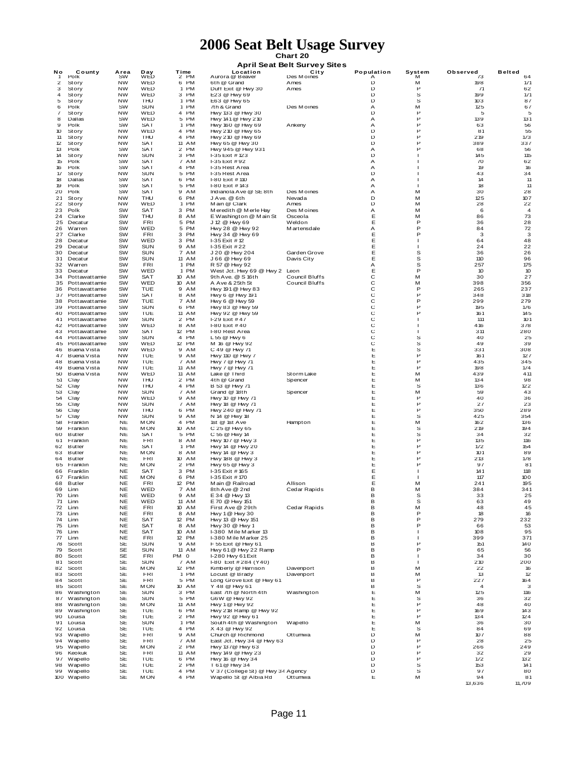# 2006 Seat Belt Usage Survey

**Chart 20**

**April Seat Belt Survey Sites**

| No | County | Area | Day | Time | Location | City | Population | System | Observed | Belted |
|---|---|---|---|---|---|---|---|---|---|---|
| 1 | Polk | SW | WED | 2 PM | Aurora @ Beaver | Des Moines | A | M | 73 | 64 |
| 2 | Story | NW | WED | 6 PM | 6th @ Grand | Ames | D | M | 198 | 171 |
| 3 | Story | NW | WED | 1 PM | Duff Exit @ Hwy 30 | Ames | D | P | 71 | 62 |
| 4 | Story | NW | WED | 3 PM | E23 @ Hwy 69 | | D | S | 199 | 171 |
| 5 | Story | NW | THU | 1 PM | E63 @ Hwy 65 | | D | S | 103 | 87 |
| 6 | Polk | SW | SUN | 1 PM | 7th & Grand | Des Moines | A | M | 125 | 67 |
| 7 | Story | NW | WED | 4 PM | Hwy 133 @ Hwy 30 | | D | P | 5 | 5 |
| 8 | Dallas | SW | WED | 5 PM | Hwy 141 @ Hwy 210 | | A | P | 139 | 131 |
| 9 | Polk | SW | SAT | 1 PM | Hwy 160 @ Hwy 69 | Ankeny | A | P | 63 | 56 |
| 10 | Story | NW | WED | 4 PM | Hwy 210 @ Hwy 65 | | D | P | 81 | 55 |
| 11 | Story | NW | THU | 4 PM | Hwy 210 @ Hwy 69 | | D | P | 219 | 173 |
| 12 | Story | NW | SAT | 11 AM | Hwy 65 @ Hwy 30 | | D | P | 389 | 337 |
| 13 | Polk | SW | SAT | 2 PM | Hwy 945 @ Hwy 931 | | A | P | 68 | 56 |
| 14 | Story | NW | SUN | 3 PM | I-35 Exit # 123 | | D | I | 145 | 115 |
| 15 | Polk | SW | SAT | 7 AM | I-35 Exit # 92 | | A | I | 70 | 62 |
| 16 | Polk | SW | SAT | 4 PM | I-35 Rest Area | | A | I | 19 | 16 |
| 17 | Story | NW | SUN | 5 PM | I-35 Rest Area | | D | I | 43 | 34 |
| 18 | Dallas | SW | SAT | 6 PM | I-80 Exit # 110 | | A | I | 14 | 11 |
| 19 | Polk | SW | SAT | 5 PM | I-80 Exit # 143 | | A | I | 18 | 11 |
| 20 | Polk | SW | SAT | 9 AM | Indianola Ave @ SE 8th | Des Moines | A | M | 30 | 28 |
| 21 | Story | NW | THU | 6 PM | J Ave. @ 6th | Nevada | D | M | 125 | 107 |
| 22 | Story | NW | WED | 1 PM | Main @ Clark | Ames | D | M | 28 | 22 |
| 23 | Polk | SW | SAT | 3 PM | Meredith @ Merle Hay | Des Moines | A | M | 6 | 4 |
| 24 | Clarke | SW | THU | 8 AM | E Washington @ Main St | Osceola | E | M | 86 | 73 |
| 25 | Decatur | SW | FRI | 5 PM | J 12 @ Hwy 69 | Weldon | E | P | 36 | 28 |
| 26 | Warren | SW | WED | 5 PM | Hwy 28 @ Hwy 92 | Martensdale | A | P | 84 | 72 |
| 27 | Clarke | SW | FRI | 3 PM | Hwy 34 @ Hwy 69 | | E | P | 3 | 3 |
| 28 | Decatur | SW | WED | 3 PM | I-35 Exit # 12 | | E | I | 64 | 48 |
| 29 | Decatur | SW | SUN | 9 AM | I-35 Exit # 22 | | E | I | 24 | 22 |
| 30 | Decatur | SW | SUN | 7 AM | J 20 @ Hwy 204 | Garden Grove | E | S | 36 | 26 |
| 31 | Decatur | SW | SUN | 11 AM | J 66 @ Hwy 69 | Davis City | E | S | 110 | 96 |
| 32 | Warren | SW | FRI | 1 PM | R 57 @ Hwy 92 | | A | S | 257 | 175 |
| 33 | Decatur | SW | WED | 1 PM | West Jct. Hwy 69 @ Hwy 2 | Leon | E | P | 10 | 10 |
| 34 | Pottawattamie | SW | SAT | 10 AM | 9th Ave. @ S 16th | Council Bluffs | C | M | 30 | 27 |
| 35 | Pottawattamie | SW | WED | 10 AM | A Ave & 25th St | Council Bluffs | C | M | 398 | 356 |
| 36 | Pottawattamie | SW | TUE | 9 AM | Hwy 191 @ Hwy 83 | | C | P | 265 | 237 |
| 37 | Pottawattamie | SW | SAT | 8 AM | Hwy 6 @ Hwy 191 | | C | P | 348 | 318 |
| 38 | Pottawattamie | SW | TUE | 7 AM | Hwy 6 @ Hwy 59 | | C | P | 299 | 279 |
| 39 | Pottawattamie | SW | SUN | 6 PM | Hwy 83 @ Hwy 59 | | C | P | 195 | 176 |
| 40 | Pottawattamie | SW | TUE | 11 AM | Hwy 92 @ Hwy 59 | | C | P | 161 | 145 |
| 41 | Pottawattamie | SW | SUN | 2 PM | I-29 Exit # 47 | | C | I | 111 | 101 |
| 42 | Pottawattamie | SW | WED | 8 AM | I-80 Exit # 40 | | C | I | 416 | 378 |
| 43 | Pottawattamie | SW | SAT | 12 PM | I-80 Rest Area | | C | I | 311 | 280 |
| 44 | Pottawattamie | SW | SUN | 4 PM | L 55 @ Hwy 6 | | C | S | 40 | 25 |
| 45 | Pottawattamie | SW | WED | 12 PM | M 16 @ Hwy 92 | | C | S | 49 | 39 |
| 46 | Buena Vista | NW | WED | 9 AM | C 49 @ Hwy 71 | | E | S | 331 | 308 |
| 47 | Buena Vista | NW | TUE | 9 AM | Hwy 110 @ Hwy 7 | | E | P | 161 | 127 |
| 48 | Buena Vista | NW | TUE | 7 AM | Hwy 7 @ Hwy 71 | | E | P | 435 | 345 |
| 49 | Buena Vista | NW | TUE | 11 AM | Hwy 7 @ Hwy 71 | | E | P | 198 | 174 |
| 50 | Buena Vista | NW | WED | 11 AM | Lake @ Third | Storm Lake | E | M | 439 | 411 |
| 51 | Clay | NW | THU | 2 PM | 4th @ Grand | Spencer | E | M | 134 | 98 |
| 52 | Clay | NW | THU | 4 PM | B 53 @ Hwy 71 | | E | S | 136 | 122 |
| 53 | Clay | NW | SUN | 7 AM | Grand @ 18th | Spencer | E | M | 59 | 43 |
| 54 | Clay | NW | WED | 9 AM | Hwy 10 @ Hwy 71 | | E | P | 40 | 36 |
| 55 | Clay | NW | SUN | 7 AM | Hwy 18 @ Hwy 71 | | E | P | 27 | 23 |
| 56 | Clay | NW | THU | 6 PM | Hwy 240 @ Hwy 71 | | E | P | 350 | 289 |
| 57 | Clay | NW | SUN | 9 AM | N 14 @ Hwy 18 | | E | S | 425 | 354 |
| 58 | Franklin | NE | MON | 4 PM | 1st @ 1st Ave | Hampton | E | M | 162 | 136 |
| 59 | Franklin | NE | MON | 10 AM | C 25 @ Hwy 65 | | E | S | 219 | 194 |
| 60 | Butler | NE | SAT | 5 PM | C 55 @ Hwy 14 | | E | S | 34 | 32 |
| 61 | Franklin | NE | FRI | 8 AM | Hwy 107 @ Hwy 3 | | E | P | 135 | 116 |
| 62 | Butler | NE | SAT | 1 PM | Hwy 14 @ Hwy 20 | | E | P | 172 | 154 |
| 63 | Butler | NE | MON | 8 AM | Hwy 14 @ Hwy 3 | | E | P | 101 | 89 |
| 64 | Butler | NE | FRI | 10 AM | Hwy 188 @ Hwy 3 | | E | P | 213 | 178 |
| 65 | Franklin | NE | MON | 2 PM | Hwy 65 @ Hwy 3 | | E | P | 97 | 81 |
| 66 | Franklin | NE | SAT | 3 PM | I-35 Exit # 165 | | E | I | 141 | 118 |
| 67 | Franklin | NE | MON | 6 PM | I-35 Exit # 170 | | E | I | 117 | 100 |
| 68 | Butler | NE | FRI | 12 PM | Main @ Railroad | Allison | E | M | 241 | 195 |
| 69 | Linn | NE | WED | 7 AM | 8th Ave @ 2nd | Cedar Rapids | B | M | 384 | 341 |
| 70 | Linn | NE | WED | 9 AM | E 34 @ Hwy 13 | | B | S | 33 | 25 |
| 71 | Linn | NE | WED | 11 AM | E 70 @ Hwy 151 | | B | S | 63 | 49 |
| 72 | Linn | NE | FRI | 10 AM | First Ave @ 29th | Cedar Rapids | B | M | 48 | 45 |
| 73 | Linn | NE | FRI | 8 AM | Hwy 1 @ Hwy 30 | | B | P | 18 | 16 |
| 74 | Linn | NE | SAT | 12 PM | Hwy 13 @ Hwy 151 | | B | P | 279 | 232 |
| 75 | Linn | NE | SAT | 8 AM | Hwy 30 @ Hwy 1 | | B | P | 66 | 53 |
| 76 | Linn | NE | SAT | 10 AM | I-380 Mile Marker 13 | | B | I | 108 | 95 |
| 77 | Linn | NE | FRI | 12 PM | I-380 Mile Marker 25 | | B | I | 399 | 371 |
| 78 | Scott | SE | SUN | 9 AM | F 55 Exit @ Hwy 61 | | B | P | 151 | 140 |
| 79 | Scott | SE | SUN | 11 AM | Hwy 61 @ Hwy 22 Ramp | | B | P | 65 | 56 |
| 80 | Scott | SE | FRI | PM 0 | I-280 Hwy 61 Exit | | B | I | 34 | 30 |
| 81 | Scott | SE | SUN | 7 AM | I-80 Exit # 284 (Y40) | | B | I | 210 | 200 |
| 82 | Scott | SE | MON | 12 PM | Kimberly @ Harrison | Davenport | B | M | 22 | 16 |
| 83 | Scott | SE | FRI | 1 PM | Locust @ Brady | Davenport | B | M | 13 | 12 |
| 84 | Scott | SE | FRI | 5 PM | Long Grove Exit @ Hwy 61 | | B | P | 227 | 164 |
| 85 | Scott | SE | MON | 10 AM | Y 48 @ Hwy 61 | | B | S | 4 | 3 |
| 86 | Washington | SE | SUN | 3 PM | East 7th @ North 4th | Washington | E | M | 125 | 116 |
| 87 | Washington | SE | SUN | 5 PM | G6W @ Hwy 92 | | E | S | 36 | 32 |
| 88 | Washington | SE | MON | 11 AM | Hwy 1 @ Hwy 92 | | E | P | 48 | 40 |
| 89 | Washington | SE | TUE | 6 PM | Hwy 218 Ramp @ Hwy 92 | | E | P | 169 | 143 |
| 90 | Louisa | SE | TUE | 2 PM | Hwy 92 @ Hwy 61 | | E | P | 134 | 124 |
| 91 | Louisa | SE | SUN | 1 PM | South 4th @ Washington | Wapello | E | M | 36 | 30 |
| 92 | Louisa | SE | TUE | 4 PM | X 43 @ Hwy 92 | | E | S | 84 | 69 |
| 93 | Wapello | SE | FRI | 9 AM | Church @ Richmond | Ottumwa | D | M | 107 | 88 |
| 94 | Wapello | SE | FRI | 7 AM | East Jct. Hwy 34 @ Hwy 63 | | D | P | 28 | 25 |
| 95 | Wapello | SE | MON | 2 PM | Hwy 137 @ Hwy 63 | | D | P | 266 | 249 |
| 96 | Keokuk | SE | FRI | 11 AM | Hwy 149 @ Hwy 23 | | D | P | 32 | 29 |
| 97 | Wapello | SE | TUE | 6 PM | Hwy 16 @ Hwy 34 | | D | P | 172 | 132 |
| 98 | Wapello | SE | TUE | 2 PM | T 61 @ Hwy 34 | | D | S | 153 | 141 |
| 99 | Wapello | SE | TUE | 4 PM | V 37 (College St) @ Hwy 34 | Agency | D | S | 97 | 80 |
| 100 | Wapello | SE | MON | 4 PM | Wapello St @ Albia Rd | Ottumwa | E | M | 94 | 81 |
| | | | | | | | | | 13,636 | 11,709 |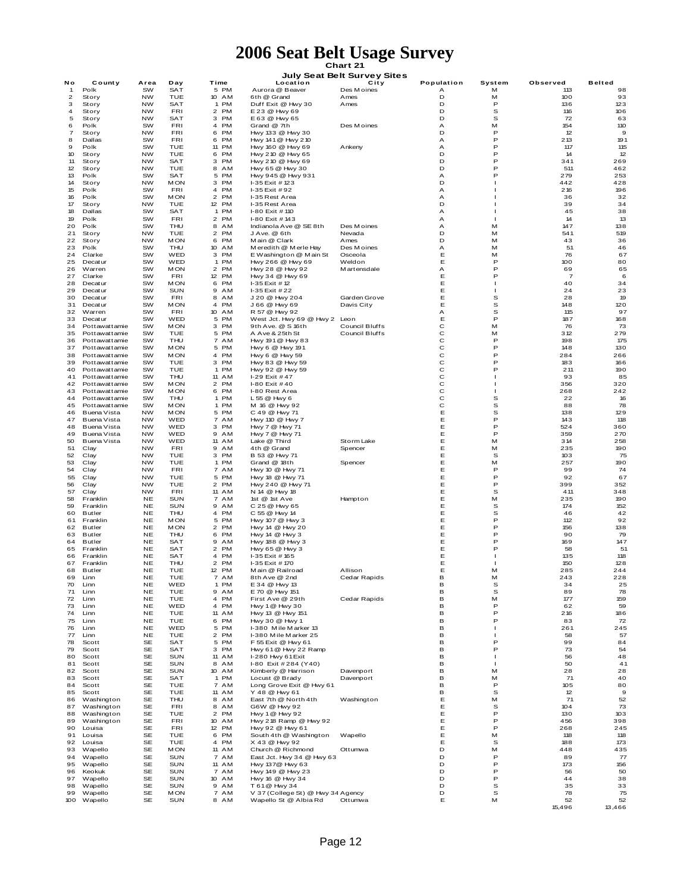# 2006 Seat Belt Usage Survey

**Chart 21**

**July Seat Belt Survey Sites**

| No | County | Area | Day | Time | Location | City | Population | System | Observed | Belted |
|---|---|---|---|---|---|---|---|---|---|---|
| 1 | Polk | SW | SAT | 5 PM | Aurora @ Beaver | Des Moines | A | M | 113 | 98 |
| 2 | Story | NW | TUE | 10 AM | 6th @ Grand | Ames | D | M | 100 | 93 |
| 3 | Story | NW | SAT | 1 PM | Duff Exit @ Hwy 30 | Ames | D | P | 136 | 123 |
| 4 | Story | NW | FRI | 2 PM | E 23 @ Hwy 69 | | D | S | 116 | 106 |
| 5 | Story | NW | SAT | 3 PM | E 63 @ Hwy 65 | | D | S | 72 | 63 |
| 6 | Polk | SW | FRI | 4 PM | Grand @ 7th | Des Moines | A | M | 154 | 110 |
| 7 | Story | NW | FRI | 6 PM | Hwy 133 @ Hwy 30 | | D | P | 12 | 9 |
| 8 | Dallas | SW | FRI | 6 PM | Hwy 141 @ Hwy 210 | | A | P | 213 | 191 |
| 9 | Polk | SW | TUE | 11 PM | Hwy 160 @ Hwy 69 | Ankeny | A | P | 117 | 115 |
| 10 | Story | NW | TUE | 6 PM | Hwy 210 @ Hwy 65 | | D | P | 14 | 12 |
| 11 | Story | NW | SAT | 3 PM | Hwy 210 @ Hwy 69 | | D | P | 341 | 269 |
| 12 | Story | NW | TUE | 8 AM | Hwy 65 @ Hwy 30 | | D | P | 511 | 462 |
| 13 | Polk | SW | SAT | 5 PM | Hwy 945 @ Hwy 931 | | A | P | 279 | 253 |
| 14 | Story | NW | MON | 3 PM | I-35 Exit # 123 | | D | I | 442 | 428 |
| 15 | Polk | SW | FRI | 4 PM | I-35 Exit # 92 | | A | I | 216 | 196 |
| 16 | Polk | SW | MON | 2 PM | I-35 Rest Area | | A | I | 36 | 32 |
| 17 | Story | NW | TUE | 12 PM | I-35 Rest Area | | D | I | 39 | 34 |
| 18 | Dallas | SW | SAT | 1 PM | I-80 Exit # 110 | | A | I | 45 | 38 |
| 19 | Polk | SW | FRI | 2 PM | I-80 Exit # 143 | | A | I | 14 | 13 |
| 20 | Polk | SW | THU | 8 AM | Indianola Ave @ SE 8th | Des Moines | A | M | 147 | 138 |
| 21 | Story | NW | TUE | 2 PM | J Ave. @ 6th | Nevada | D | M | 541 | 519 |
| 22 | Story | NW | MON | 6 PM | Main @ Clark | Ames | D | M | 43 | 36 |
| 23 | Polk | SW | THU | 10 AM | Meredith @ Merle Hay | Des Moines | A | M | 51 | 46 |
| 24 | Clarke | SW | WED | 3 PM | E Washington @ Main St | Osceola | E | M | 76 | 67 |
| 25 | Decatur | SW | WED | 1 PM | Hwy 266 @ Hwy 69 | Weldon | E | P | 100 | 80 |
| 26 | Warren | SW | MON | 2 PM | Hwy 28 @ Hwy 92 | Martensdale | A | P | 69 | 65 |
| 27 | Clarke | SW | FRI | 12 PM | Hwy 34 @ Hwy 69 | | E | P | 7 | 6 |
| 28 | Decatur | SW | MON | 6 PM | I-35 Exit # 12 | | E | I | 40 | 34 |
| 29 | Decatur | SW | SUN | 9 AM | I-35 Exit # 22 | | E | I | 24 | 23 |
| 30 | Decatur | SW | FRI | 8 AM | J 20 @ Hwy 204 | Garden Grove | E | S | 28 | 19 |
| 31 | Decatur | SW | MON | 4 PM | J 66 @ Hwy 69 | Davis City | E | S | 148 | 120 |
| 32 | Warren | SW | FRI | 10 AM | R 57 @ Hwy 92 | | A | S | 115 | 97 |
| 33 | Decatur | SW | WED | 5 PM | West Jct. Hwy 69 @ Hwy 2 | Leon | E | P | 187 | 168 |
| 34 | Pottawattamie | SW | MON | 3 PM | 9th Ave. @ S 16th | Council Bluffs | C | M | 76 | 73 |
| 35 | Pottawattamie | SW | TUE | 5 PM | A Ave & 25th St | Council Bluffs | C | M | 312 | 279 |
| 36 | Pottawattamie | SW | THU | 7 AM | Hwy 191 @ Hwy 83 | | C | P | 198 | 175 |
| 37 | Pottawattamie | SW | MON | 5 PM | Hwy 6 @ Hwy 191 | | C | P | 148 | 130 |
| 38 | Pottawattamie | SW | MON | 4 PM | Hwy 6 @ Hwy 59 | | C | P | 284 | 266 |
| 39 | Pottawattamie | SW | TUE | 3 PM | Hwy 83 @ Hwy 59 | | C | P | 183 | 166 |
| 40 | Pottawattamie | SW | TUE | 1 PM | Hwy 92 @ Hwy 59 | | C | P | 211 | 190 |
| 41 | Pottawattamie | SW | THU | 11 AM | I-29 Exit # 47 | | C | I | 93 | 85 |
| 42 | Pottawattamie | SW | MON | 2 PM | I-80 Exit # 40 | | C | I | 356 | 320 |
| 43 | Pottawattamie | SW | MON | 6 PM | I-80 Rest Area | | C | I | 268 | 242 |
| 44 | Pottawattamie | SW | THU | 1 PM | L 55 @ Hwy 6 | | C | S | 22 | 16 |
| 45 | Pottawattamie | SW | MON | 1 PM | M 16 @ Hwy 92 | | C | S | 88 | 78 |
| 46 | Buena Vista | NW | MON | 5 PM | C 49 @ Hwy 71 | | E | S | 138 | 129 |
| 47 | Buena Vista | NW | WED | 7 AM | Hwy 110 @ Hwy 7 | | E | P | 143 | 118 |
| 48 | Buena Vista | NW | WED | 3 PM | Hwy 7 @ Hwy 71 | | E | P | 524 | 360 |
| 49 | Buena Vista | NW | WED | 9 AM | Hwy 7 @ Hwy 71 | | E | P | 359 | 270 |
| 50 | Buena Vista | NW | WED | 11 AM | Lake @ Third | Storm Lake | E | M | 314 | 258 |
| 51 | Clay | NW | FRI | 9 AM | 4th @ Grand | Spencer | E | M | 235 | 190 |
| 52 | Clay | NW | TUE | 3 PM | B 53 @ Hwy 71 | | E | S | 103 | 75 |
| 53 | Clay | NW | TUE | 1 PM | Grand @ 18th | Spencer | E | M | 257 | 190 |
| 54 | Clay | NW | FRI | 7 AM | Hwy 10 @ Hwy 71 | | E | P | 99 | 74 |
| 55 | Clay | NW | TUE | 5 PM | Hwy 18 @ Hwy 71 | | E | P | 92 | 67 |
| 56 | Clay | NW | TUE | 2 PM | Hwy 240 @ Hwy 71 | | E | P | 399 | 352 |
| 57 | Clay | NW | FRI | 11 AM | N 14 @ Hwy 18 | | E | S | 411 | 348 |
| 58 | Franklin | NE | SUN | 7 AM | 1st @ 1st Ave | Hampton | E | M | 235 | 190 |
| 59 | Franklin | NE | SUN | 9 AM | C 25 @ Hwy 65 | | E | S | 174 | 152 |
| 60 | Butler | NE | THU | 4 PM | C 55 @ Hwy 14 | | E | S | 46 | 42 |
| 61 | Franklin | NE | MON | 5 PM | Hwy 107 @ Hwy 3 | | E | P | 112 | 92 |
| 62 | Butler | NE | MON | 2 PM | Hwy 14 @ Hwy 20 | | E | P | 156 | 138 |
| 63 | Butler | NE | THU | 6 PM | Hwy 14 @ Hwy 3 | | E | P | 90 | 79 |
| 64 | Butler | NE | SAT | 9 AM | Hwy 188 @ Hwy 3 | | E | P | 169 | 147 |
| 65 | Franklin | NE | SAT | 2 PM | Hwy 65 @ Hwy 3 | | E | P | 58 | 51 |
| 66 | Franklin | NE | SAT | 4 PM | I-35 Exit # 165 | | E | I | 135 | 118 |
| 67 | Franklin | NE | THU | 2 PM | I-35 Exit # 170 | | E | I | 150 | 128 |
| 68 | Butler | NE | TUE | 12 PM | Main @ Railroad | Allison | E | M | 285 | 244 |
| 69 | Linn | NE | TUE | 7 AM | 8th Ave @ 2nd | Cedar Rapids | B | M | 243 | 228 |
| 70 | Linn | NE | WED | 1 PM | E 34 @ Hwy 13 | | B | S | 34 | 25 |
| 71 | Linn | NE | TUE | 9 AM | E 70 @ Hwy 151 | | B | S | 89 | 78 |
| 72 | Linn | NE | TUE | 4 PM | First Ave @ 29th | Cedar Rapids | B | M | 177 | 159 |
| 73 | Linn | NE | WED | 4 PM | Hwy 1 @ Hwy 30 | | B | P | 62 | 59 |
| 74 | Linn | NE | TUE | 11 AM | Hwy 13 @ Hwy 151 | | B | P | 216 | 186 |
| 75 | Linn | NE | TUE | 6 PM | Hwy 30 @ Hwy 1 | | B | P | 83 | 72 |
| 76 | Linn | NE | WED | 5 PM | I-380 Mile Marker 13 | | B | I | 261 | 245 |
| 77 | Linn | NE | TUE | 2 PM | I-380 Mile Marker 25 | | B | I | 58 | 57 |
| 78 | Scott | SE | SAT | 5 PM | F 55 Exit @ Hwy 61 | | B | P | 99 | 84 |
| 79 | Scott | SE | SAT | 3 PM | Hwy 61 @ Hwy 22 Ramp | | B | P | 73 | 54 |
| 80 | Scott | SE | SUN | 11 AM | I-280 Hwy 61 Exit | | B | I | 56 | 48 |
| 81 | Scott | SE | SUN | 8 AM | I-80 Exit # 284 (Y40) | | B | I | 50 | 41 |
| 82 | Scott | SE | SUN | 10 AM | Kimberly @ Harrison | Davenport | B | M | 28 | 28 |
| 83 | Scott | SE | SAT | 1 PM | Locust @ Brady | Davenport | B | M | 71 | 40 |
| 84 | Scott | SE | TUE | 7 AM | Long Grove Exit @ Hwy 61 | | B | P | 105 | 80 |
| 85 | Scott | SE | TUE | 11 AM | Y 48 @ Hwy 61 | | B | S | 12 | 9 |
| 86 | Washington | SE | THU | 8 AM | East 7th @ North 4th | Washington | E | M | 71 | 52 |
| 87 | Washington | SE | FRI | 8 AM | G6W @ Hwy 92 | | E | S | 104 | 73 |
| 88 | Washington | SE | TUE | 2 PM | Hwy 1 @ Hwy 92 | | E | P | 130 | 103 |
| 89 | Washington | SE | FRI | 10 AM | Hwy 218 Ramp @ Hwy 92 | | E | P | 456 | 398 |
| 90 | Louisa | SE | FRI | 12 PM | Hwy 92 @ Hwy 61 | | E | P | 268 | 245 |
| 91 | Louisa | SE | TUE | 6 PM | South 4th @ Washington | Wapello | E | M | 118 | 118 |
| 92 | Louisa | SE | TUE | 4 PM | X 43 @ Hwy 92 | | E | S | 188 | 173 |
| 93 | Wapello | SE | MON | 11 AM | Church @ Richmond | Ottumwa | D | M | 448 | 435 |
| 94 | Wapello | SE | SUN | 7 AM | East Jct. Hwy 34 @ Hwy 63 | | D | P | 89 | 77 |
| 95 | Wapello | SE | SUN | 11 AM | Hwy 137@ Hwy 63 | | D | P | 173 | 156 |
| 96 | Keokuk | SE | SUN | 7 AM | Hwy 149 @ Hwy 23 | | D | P | 56 | 50 |
| 97 | Wapello | SE | SUN | 10 AM | Hwy 16 @ Hwy 34 | | D | P | 44 | 38 |
| 98 | Wapello | SE | SUN | 9 AM | T 61 @ Hwy 34 | | D | S | 35 | 33 |
| 99 | Wapello | SE | MON | 7 AM | V 37 (College St) @ Hwy 34 | Agency | D | S | 78 | 75 |
| 100 | Wapello | SE | SUN | 8 AM | Wapello St @ Albia Rd | Ottumwa | E | M | 52 | 52 |
| | | | | | | | | | 15,496 | 13,466 |